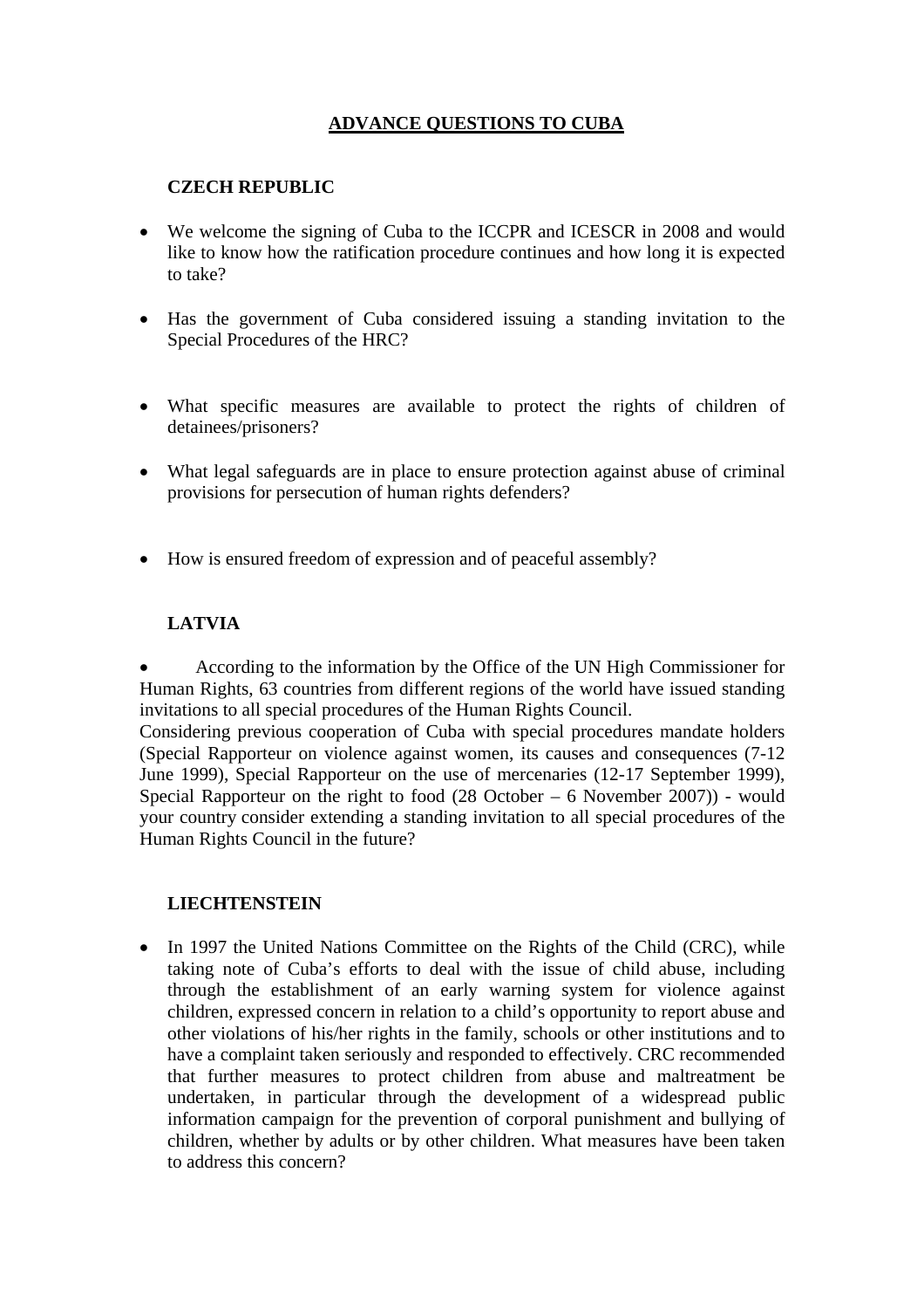# ADVANCE QUESTIONS TO CUBA

## CZECH REPUBLIC

- We welcome the signing of Cuba to the ICCPR and ICESCR in 2008 and would like to know how the ratification procedure continues and how long it is expected to take?

- Has the government of Cuba considered issuing a standing invitation to the Special Procedures of the HRC?

- What specific measures are available to protect the rights of children of detainees/prisoners?

- What legal safeguards are in place to ensure protection against abuse of criminal provisions for persecution of human rights defenders?

- How is ensured freedom of expression and of peaceful assembly?

## LATVIA

- According to the information by the Office of the UN High Commissioner for Human Rights, 63 countries from different regions of the world have issued standing invitations to all special procedures of the Human Rights Council.

Considering previous cooperation of Cuba with special procedures mandate holders (Special Rapporteur on violence against women, its causes and consequences (7-12 June 1999), Special Rapporteur on the use of mercenaries (12-17 September 1999), Special Rapporteur on the right to food (28 October – 6 November 2007)) - would your country consider extending a standing invitation to all special procedures of the Human Rights Council in the future?

## LIECHTENSTEIN

- In 1997 the United Nations Committee on the Rights of the Child (CRC), while taking note of Cuba's efforts to deal with the issue of child abuse, including through the establishment of an early warning system for violence against children, expressed concern in relation to a child's opportunity to report abuse and other violations of his/her rights in the family, schools or other institutions and to have a complaint taken seriously and responded to effectively. CRC recommended that further measures to protect children from abuse and maltreatment be undertaken, in particular through the development of a widespread public information campaign for the prevention of corporal punishment and bullying of children, whether by adults or by other children. What measures have been taken to address this concern?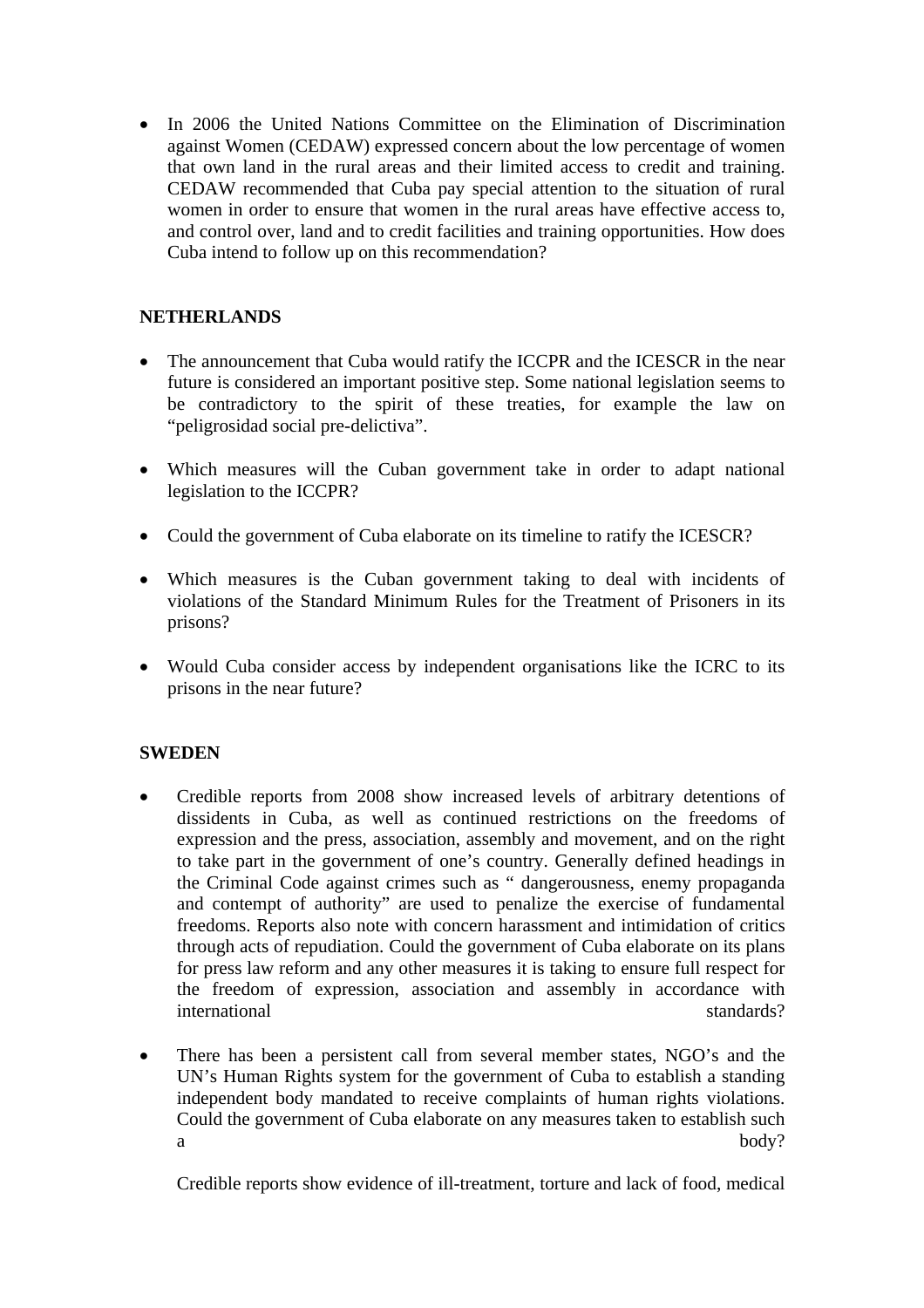- In 2006 the United Nations Committee on the Elimination of Discrimination against Women (CEDAW) expressed concern about the low percentage of women that own land in the rural areas and their limited access to credit and training. CEDAW recommended that Cuba pay special attention to the situation of rural women in order to ensure that women in the rural areas have effective access to, and control over, land and to credit facilities and training opportunities. How does Cuba intend to follow up on this recommendation?

**NETHERLANDS**

- The announcement that Cuba would ratify the ICCPR and the ICESCR in the near future is considered an important positive step. Some national legislation seems to be contradictory to the spirit of these treaties, for example the law on “peligrosidad social pre-delictiva”.

- Which measures will the Cuban government take in order to adapt national legislation to the ICCPR?

- Could the government of Cuba elaborate on its timeline to ratify the ICESCR?

- Which measures is the Cuban government taking to deal with incidents of violations of the Standard Minimum Rules for the Treatment of Prisoners in its prisons?

- Would Cuba consider access by independent organisations like the ICRC to its prisons in the near future?

**SWEDEN**

- Credible reports from 2008 show increased levels of arbitrary detentions of dissidents in Cuba, as well as continued restrictions on the freedoms of expression and the press, association, assembly and movement, and on the right to take part in the government of one’s country. Generally defined headings in the Criminal Code against crimes such as “ dangerousness, enemy propaganda and contempt of authority” are used to penalize the exercise of fundamental freedoms. Reports also note with concern harassment and intimidation of critics through acts of repudiation. Could the government of Cuba elaborate on its plans for press law reform and any other measures it is taking to ensure full respect for the freedom of expression, association and assembly in accordance with international standards?

- There has been a persistent call from several member states, NGO’s and the UN’s Human Rights system for the government of Cuba to establish a standing independent body mandated to receive complaints of human rights violations. Could the government of Cuba elaborate on any measures taken to establish such a body?

  Credible reports show evidence of ill-treatment, torture and lack of food, medical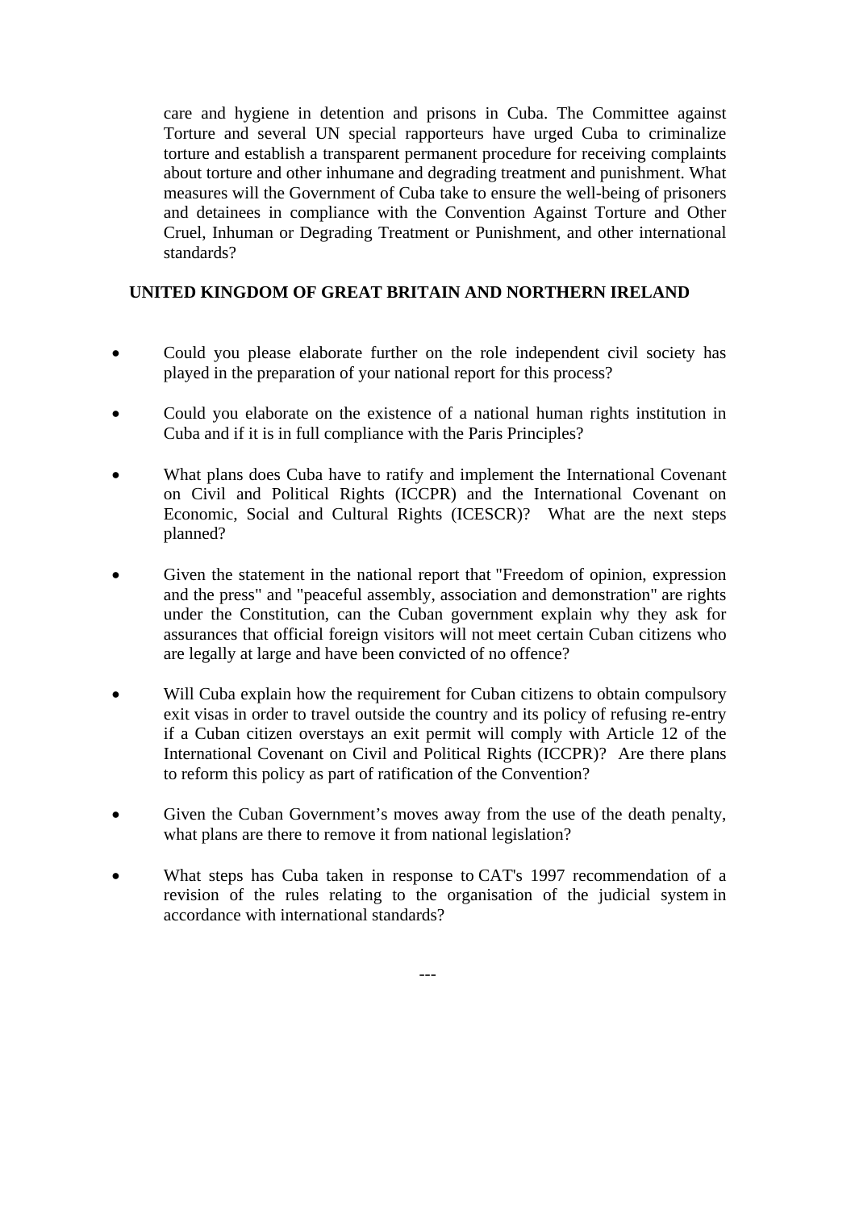care and hygiene in detention and prisons in Cuba. The Committee against Torture and several UN special rapporteurs have urged Cuba to criminalize torture and establish a transparent permanent procedure for receiving complaints about torture and other inhumane and degrading treatment and punishment. What measures will the Government of Cuba take to ensure the well-being of prisoners and detainees in compliance with the Convention Against Torture and Other Cruel, Inhuman or Degrading Treatment or Punishment, and other international standards?

**UNITED KINGDOM OF GREAT BRITAIN AND NORTHERN IRELAND**

- Could you please elaborate further on the role independent civil society has played in the preparation of your national report for this process?
- Could you elaborate on the existence of a national human rights institution in Cuba and if it is in full compliance with the Paris Principles?
- What plans does Cuba have to ratify and implement the International Covenant on Civil and Political Rights (ICCPR) and the International Covenant on Economic, Social and Cultural Rights (ICESCR)? What are the next steps planned?
- Given the statement in the national report that "Freedom of opinion, expression and the press" and "peaceful assembly, association and demonstration" are rights under the Constitution, can the Cuban government explain why they ask for assurances that official foreign visitors will not meet certain Cuban citizens who are legally at large and have been convicted of no offence?
- Will Cuba explain how the requirement for Cuban citizens to obtain compulsory exit visas in order to travel outside the country and its policy of refusing re-entry if a Cuban citizen overstays an exit permit will comply with Article 12 of the International Covenant on Civil and Political Rights (ICCPR)? Are there plans to reform this policy as part of ratification of the Convention?
- Given the Cuban Government's moves away from the use of the death penalty, what plans are there to remove it from national legislation?
- What steps has Cuba taken in response to CAT's 1997 recommendation of a revision of the rules relating to the organisation of the judicial system in accordance with international standards?

---